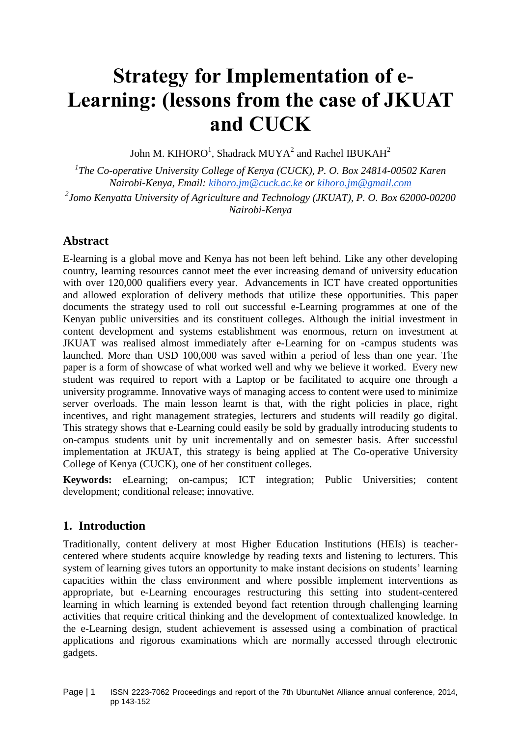# Strategy for Implementation of e-Learning: (lessons from the case of JKUAT and CUCK

John M. KIHORO[1], Shadrack MUYA[2] and Rachel IBUKAH[2]

[1]*The Co-operative University College of Kenya (CUCK), P. O. Box 24814-00502 Karen Nairobi-Kenya, Email: kihoro.jm@cuck.ac.ke or kihoro.jm@gmail.com*

[2]*Jomo Kenyatta University of Agriculture and Technology (JKUAT), P. O. Box 62000-00200 Nairobi-Kenya*

## Abstract

E-learning is a global move and Kenya has not been left behind. Like any other developing country, learning resources cannot meet the ever increasing demand of university education with over 120,000 qualifiers every year. Advancements in ICT have created opportunities and allowed exploration of delivery methods that utilize these opportunities. This paper documents the strategy used to roll out successful e-Learning programmes at one of the Kenyan public universities and its constituent colleges. Although the initial investment in content development and systems establishment was enormous, return on investment at JKUAT was realised almost immediately after e-Learning for on -campus students was launched. More than USD 100,000 was saved within a period of less than one year. The paper is a form of showcase of what worked well and why we believe it worked. Every new student was required to report with a Laptop or be facilitated to acquire one through a university programme. Innovative ways of managing access to content were used to minimize server overloads. The main lesson learnt is that, with the right policies in place, right incentives, and right management strategies, lecturers and students will readily go digital. This strategy shows that e-Learning could easily be sold by gradually introducing students to on-campus students unit by unit incrementally and on semester basis. After successful implementation at JKUAT, this strategy is being applied at The Co-operative University College of Kenya (CUCK), one of her constituent colleges.

**Keywords:** eLearning; on-campus; ICT integration; Public Universities; content development; conditional release; innovative.

## 1. Introduction

Traditionally, content delivery at most Higher Education Institutions (HEIs) is teacher-centered where students acquire knowledge by reading texts and listening to lecturers. This system of learning gives tutors an opportunity to make instant decisions on students' learning capacities within the class environment and where possible implement interventions as appropriate, but e-Learning encourages restructuring this setting into student-centered learning in which learning is extended beyond fact retention through challenging learning activities that require critical thinking and the development of contextualized knowledge. In the e-Learning design, student achievement is assessed using a combination of practical applications and rigorous examinations which are normally accessed through electronic gadgets.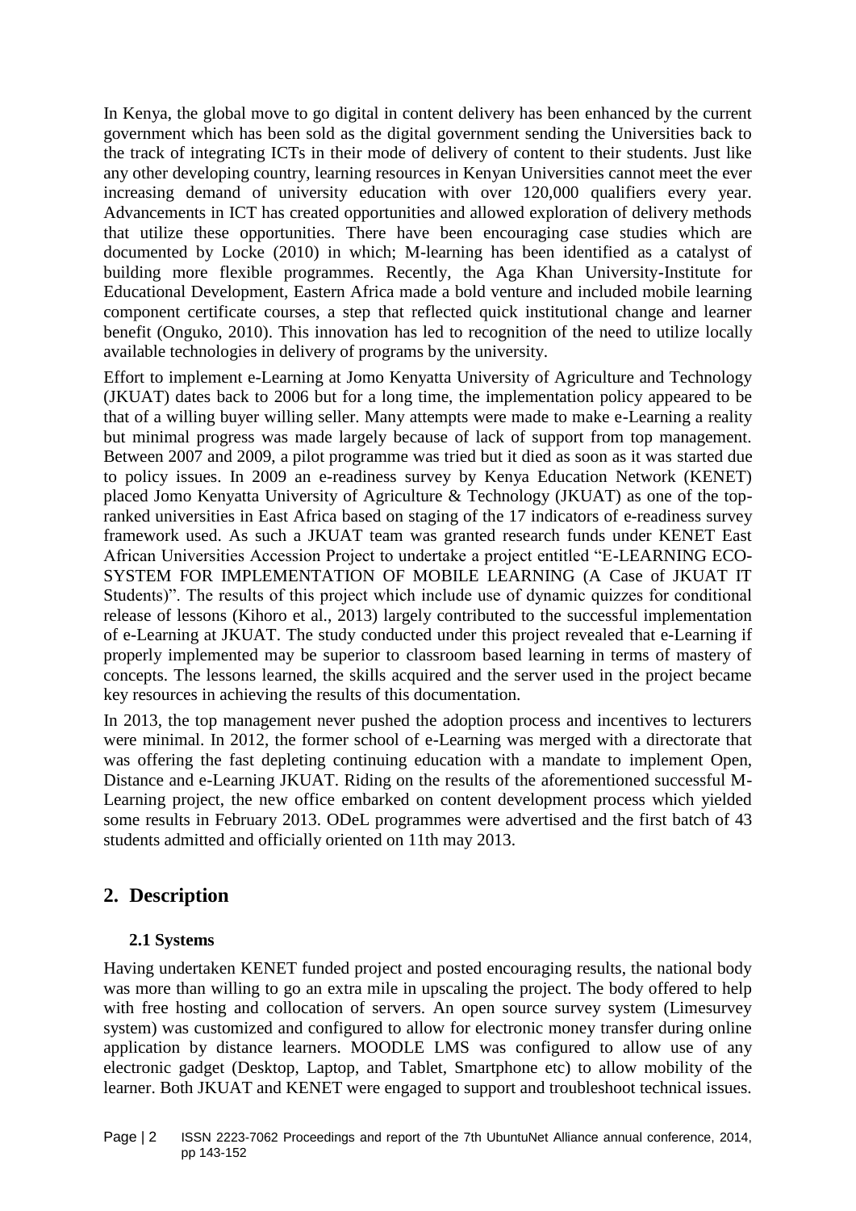In Kenya, the global move to go digital in content delivery has been enhanced by the current government which has been sold as the digital government sending the Universities back to the track of integrating ICTs in their mode of delivery of content to their students. Just like any other developing country, learning resources in Kenyan Universities cannot meet the ever increasing demand of university education with over 120,000 qualifiers every year. Advancements in ICT has created opportunities and allowed exploration of delivery methods that utilize these opportunities. There have been encouraging case studies which are documented by Locke (2010) in which; M-learning has been identified as a catalyst of building more flexible programmes. Recently, the Aga Khan University-Institute for Educational Development, Eastern Africa made a bold venture and included mobile learning component certificate courses, a step that reflected quick institutional change and learner benefit (Onguko, 2010). This innovation has led to recognition of the need to utilize locally available technologies in delivery of programs by the university.

Effort to implement e-Learning at Jomo Kenyatta University of Agriculture and Technology (JKUAT) dates back to 2006 but for a long time, the implementation policy appeared to be that of a willing buyer willing seller. Many attempts were made to make e-Learning a reality but minimal progress was made largely because of lack of support from top management. Between 2007 and 2009, a pilot programme was tried but it died as soon as it was started due to policy issues. In 2009 an e-readiness survey by Kenya Education Network (KENET) placed Jomo Kenyatta University of Agriculture & Technology (JKUAT) as one of the top-ranked universities in East Africa based on staging of the 17 indicators of e-readiness survey framework used. As such a JKUAT team was granted research funds under KENET East African Universities Accession Project to undertake a project entitled "E-LEARNING ECO-SYSTEM FOR IMPLEMENTATION OF MOBILE LEARNING (A Case of JKUAT IT Students)". The results of this project which include use of dynamic quizzes for conditional release of lessons (Kihoro et al., 2013) largely contributed to the successful implementation of e-Learning at JKUAT. The study conducted under this project revealed that e-Learning if properly implemented may be superior to classroom based learning in terms of mastery of concepts. The lessons learned, the skills acquired and the server used in the project became key resources in achieving the results of this documentation.

In 2013, the top management never pushed the adoption process and incentives to lecturers were minimal. In 2012, the former school of e-Learning was merged with a directorate that was offering the fast depleting continuing education with a mandate to implement Open, Distance and e-Learning JKUAT. Riding on the results of the aforementioned successful M-Learning project, the new office embarked on content development process which yielded some results in February 2013. ODeL programmes were advertised and the first batch of 43 students admitted and officially oriented on 11th may 2013.

## 2. Description

### 2.1 Systems

Having undertaken KENET funded project and posted encouraging results, the national body was more than willing to go an extra mile in upscaling the project. The body offered to help with free hosting and collocation of servers. An open source survey system (Limesurvey system) was customized and configured to allow for electronic money transfer during online application by distance learners. MOODLE LMS was configured to allow use of any electronic gadget (Desktop, Laptop, and Tablet, Smartphone etc) to allow mobility of the learner. Both JKUAT and KENET were engaged to support and troubleshoot technical issues.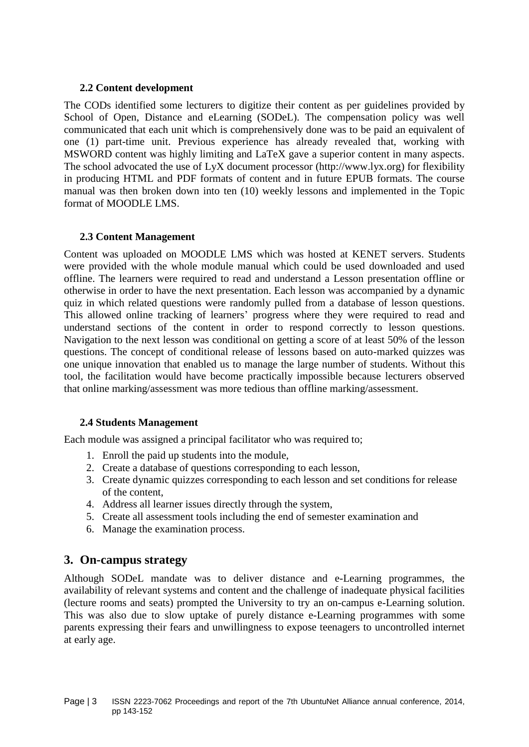### 2.2 Content development

The CODs identified some lecturers to digitize their content as per guidelines provided by School of Open, Distance and eLearning (SODeL). The compensation policy was well communicated that each unit which is comprehensively done was to be paid an equivalent of one (1) part-time unit. Previous experience has already revealed that, working with MSWORD content was highly limiting and LaTeX gave a superior content in many aspects. The school advocated the use of LyX document processor (http://www.lyx.org) for flexibility in producing HTML and PDF formats of content and in future EPUB formats. The course manual was then broken down into ten (10) weekly lessons and implemented in the Topic format of MOODLE LMS.

### 2.3 Content Management

Content was uploaded on MOODLE LMS which was hosted at KENET servers. Students were provided with the whole module manual which could be used downloaded and used offline. The learners were required to read and understand a Lesson presentation offline or otherwise in order to have the next presentation. Each lesson was accompanied by a dynamic quiz in which related questions were randomly pulled from a database of lesson questions. This allowed online tracking of learners' progress where they were required to read and understand sections of the content in order to respond correctly to lesson questions. Navigation to the next lesson was conditional on getting a score of at least 50% of the lesson questions. The concept of conditional release of lessons based on auto-marked quizzes was one unique innovation that enabled us to manage the large number of students. Without this tool, the facilitation would have become practically impossible because lecturers observed that online marking/assessment was more tedious than offline marking/assessment.

### 2.4 Students Management

Each module was assigned a principal facilitator who was required to;

1. Enroll the paid up students into the module,
2. Create a database of questions corresponding to each lesson,
3. Create dynamic quizzes corresponding to each lesson and set conditions for release of the content,
4. Address all learner issues directly through the system,
5. Create all assessment tools including the end of semester examination and
6. Manage the examination process.

## 3. On-campus strategy

Although SODeL mandate was to deliver distance and e-Learning programmes, the availability of relevant systems and content and the challenge of inadequate physical facilities (lecture rooms and seats) prompted the University to try an on-campus e-Learning solution. This was also due to slow uptake of purely distance e-Learning programmes with some parents expressing their fears and unwillingness to expose teenagers to uncontrolled internet at early age.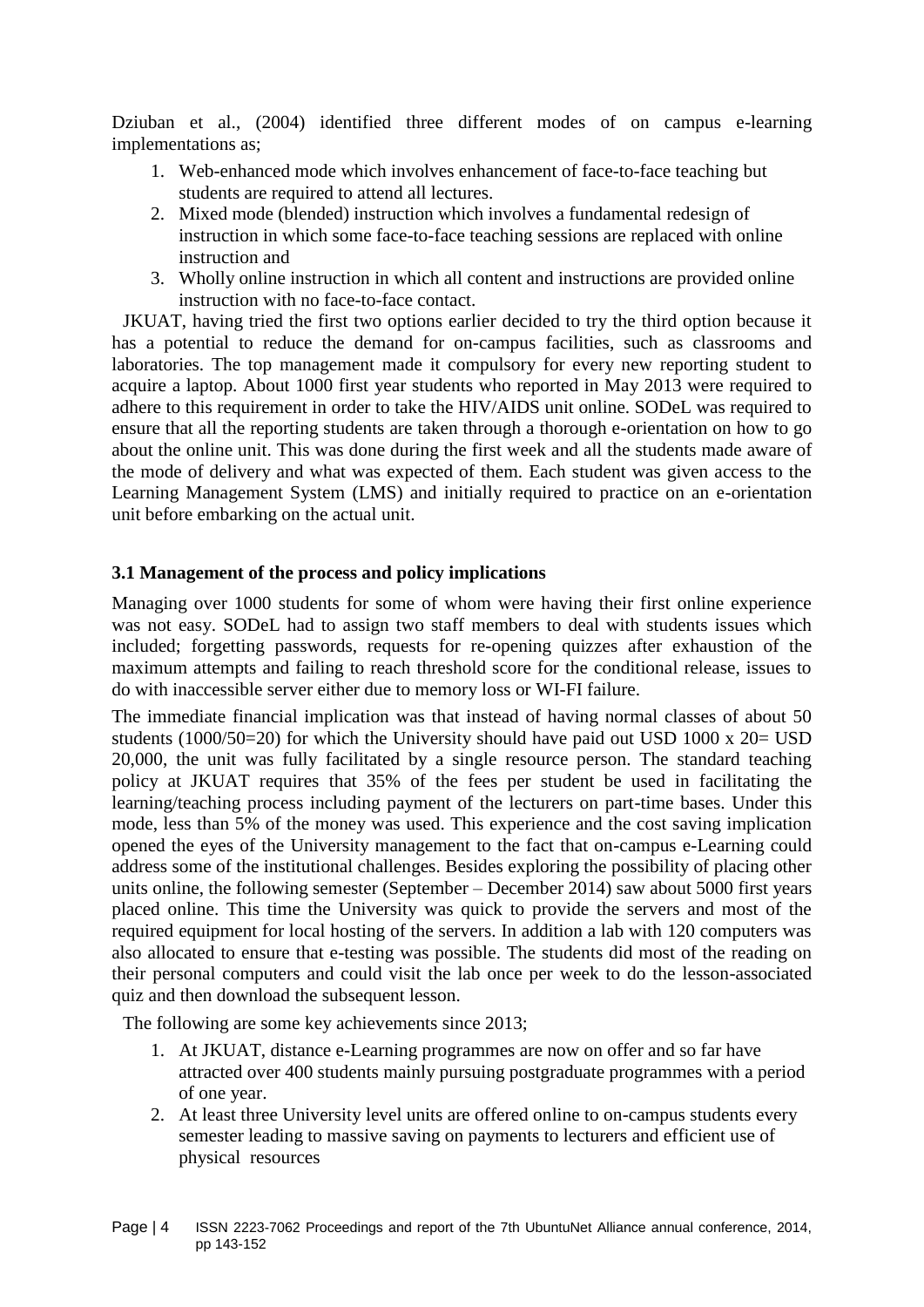Dziuban et al., (2004) identified three different modes of on campus e-learning implementations as;

1. Web-enhanced mode which involves enhancement of face-to-face teaching but students are required to attend all lectures.
2. Mixed mode (blended) instruction which involves a fundamental redesign of instruction in which some face-to-face teaching sessions are replaced with online instruction and
3. Wholly online instruction in which all content and instructions are provided online instruction with no face-to-face contact.

JKUAT, having tried the first two options earlier decided to try the third option because it has a potential to reduce the demand for on-campus facilities, such as classrooms and laboratories. The top management made it compulsory for every new reporting student to acquire a laptop. About 1000 first year students who reported in May 2013 were required to adhere to this requirement in order to take the HIV/AIDS unit online. SODeL was required to ensure that all the reporting students are taken through a thorough e-orientation on how to go about the online unit. This was done during the first week and all the students made aware of the mode of delivery and what was expected of them. Each student was given access to the Learning Management System (LMS) and initially required to practice on an e-orientation unit before embarking on the actual unit.

### 3.1 Management of the process and policy implications

Managing over 1000 students for some of whom were having their first online experience was not easy. SODeL had to assign two staff members to deal with students issues which included; forgetting passwords, requests for re-opening quizzes after exhaustion of the maximum attempts and failing to reach threshold score for the conditional release, issues to do with inaccessible server either due to memory loss or WI-FI failure.

The immediate financial implication was that instead of having normal classes of about 50 students (1000/50=20) for which the University should have paid out USD 1000 x 20= USD 20,000, the unit was fully facilitated by a single resource person. The standard teaching policy at JKUAT requires that 35% of the fees per student be used in facilitating the learning/teaching process including payment of the lecturers on part-time bases. Under this mode, less than 5% of the money was used. This experience and the cost saving implication opened the eyes of the University management to the fact that on-campus e-Learning could address some of the institutional challenges. Besides exploring the possibility of placing other units online, the following semester (September – December 2014) saw about 5000 first years placed online. This time the University was quick to provide the servers and most of the required equipment for local hosting of the servers. In addition a lab with 120 computers was also allocated to ensure that e-testing was possible. The students did most of the reading on their personal computers and could visit the lab once per week to do the lesson-associated quiz and then download the subsequent lesson.

The following are some key achievements since 2013;

1. At JKUAT, distance e-Learning programmes are now on offer and so far have attracted over 400 students mainly pursuing postgraduate programmes with a period of one year.
2. At least three University level units are offered online to on-campus students every semester leading to massive saving on payments to lecturers and efficient use of physical resources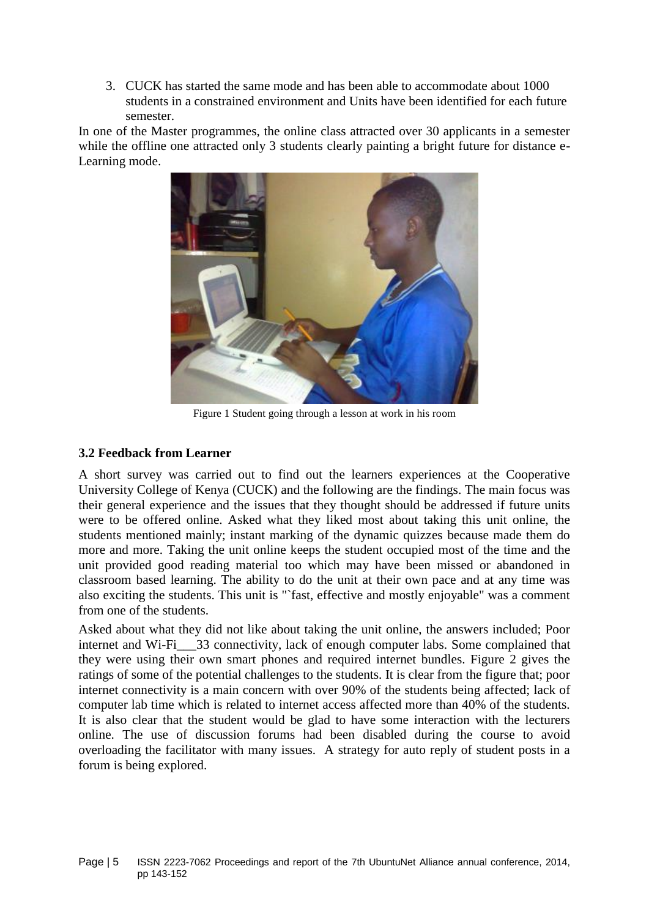3. CUCK has started the same mode and has been able to accommodate about 1000 students in a constrained environment and Units have been identified for each future semester.

In one of the Master programmes, the online class attracted over 30 applicants in a semester while the offline one attracted only 3 students clearly painting a bright future for distance e-Learning mode.

Figure 1 Student going through a lesson at work in his room

### 3.2 Feedback from Learner

A short survey was carried out to find out the learners experiences at the Cooperative University College of Kenya (CUCK) and the following are the findings. The main focus was their general experience and the issues that they thought should be addressed if future units were to be offered online. Asked what they liked most about taking this unit online, the students mentioned mainly; instant marking of the dynamic quizzes because made them do more and more. Taking the unit online keeps the student occupied most of the time and the unit provided good reading material too which may have been missed or abandoned in classroom based learning. The ability to do the unit at their own pace and at any time was also exciting the students. This unit is "`fast, effective and mostly enjoyable" was a comment from one of the students.

Asked about what they did not like about taking the unit online, the answers included; Poor internet and Wi-Fi___33 connectivity, lack of enough computer labs. Some complained that they were using their own smart phones and required internet bundles. Figure 2 gives the ratings of some of the potential challenges to the students. It is clear from the figure that; poor internet connectivity is a main concern with over 90% of the students being affected; lack of computer lab time which is related to internet access affected more than 40% of the students. It is also clear that the student would be glad to have some interaction with the lecturers online. The use of discussion forums had been disabled during the course to avoid overloading the facilitator with many issues. A strategy for auto reply of student posts in a forum is being explored.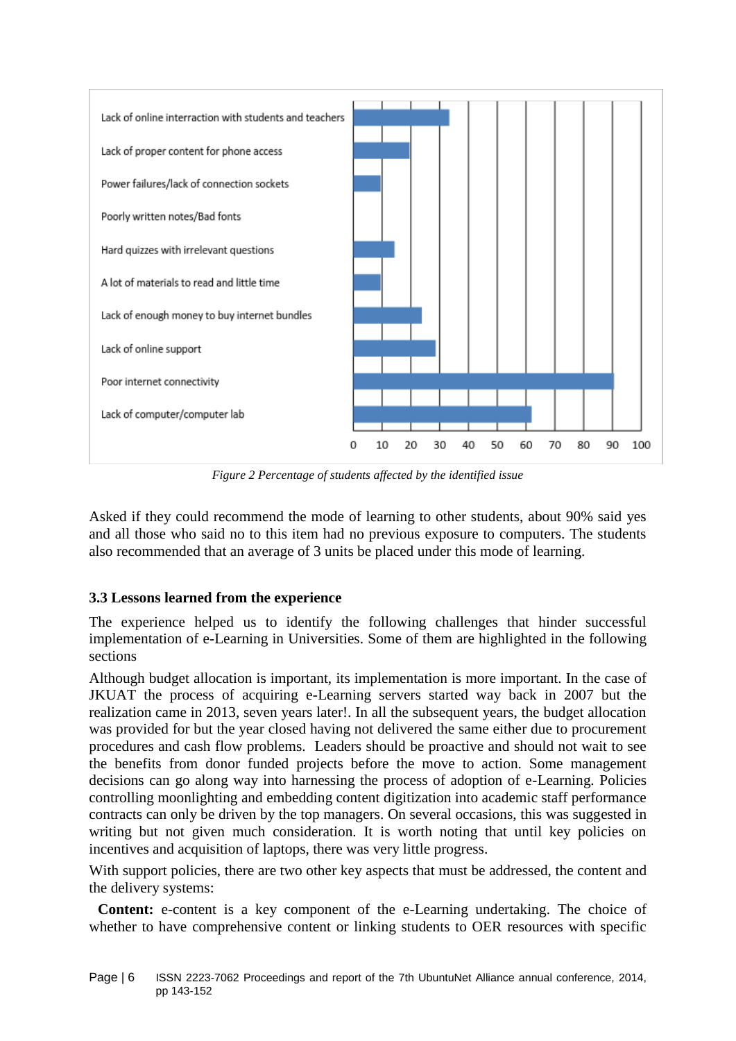Lack of online interraction with students and teachers

Lack of proper content for phone access

Power failures/lack of connection sockets

Poorly written notes/Bad fonts

Hard quizzes with irrelevant questions

A lot of materials to read and little time

Lack of enough money to buy internet bundles

Lack of online support

Poor internet connectivity

Lack of computer/computer lab

0 10 20 30 40 50 60 70 80 90 100

*Figure 2 Percentage of students affected by the identified issue*

Asked if they could recommend the mode of learning to other students, about 90% said yes and all those who said no to this item had no previous exposure to computers. The students also recommended that an average of 3 units be placed under this mode of learning.

### 3.3 Lessons learned from the experience

The experience helped us to identify the following challenges that hinder successful implementation of e-Learning in Universities. Some of them are highlighted in the following sections

Although budget allocation is important, its implementation is more important. In the case of JKUAT the process of acquiring e-Learning servers started way back in 2007 but the realization came in 2013, seven years later!. In all the subsequent years, the budget allocation was provided for but the year closed having not delivered the same either due to procurement procedures and cash flow problems. Leaders should be proactive and should not wait to see the benefits from donor funded projects before the move to action. Some management decisions can go along way into harnessing the process of adoption of e-Learning. Policies controlling moonlighting and embedding content digitization into academic staff performance contracts can only be driven by the top managers. On several occasions, this was suggested in writing but not given much consideration. It is worth noting that until key policies on incentives and acquisition of laptops, there was very little progress.

With support policies, there are two other key aspects that must be addressed, the content and the delivery systems:

**Content:** e-content is a key component of the e-Learning undertaking. The choice of whether to have comprehensive content or linking students to OER resources with specific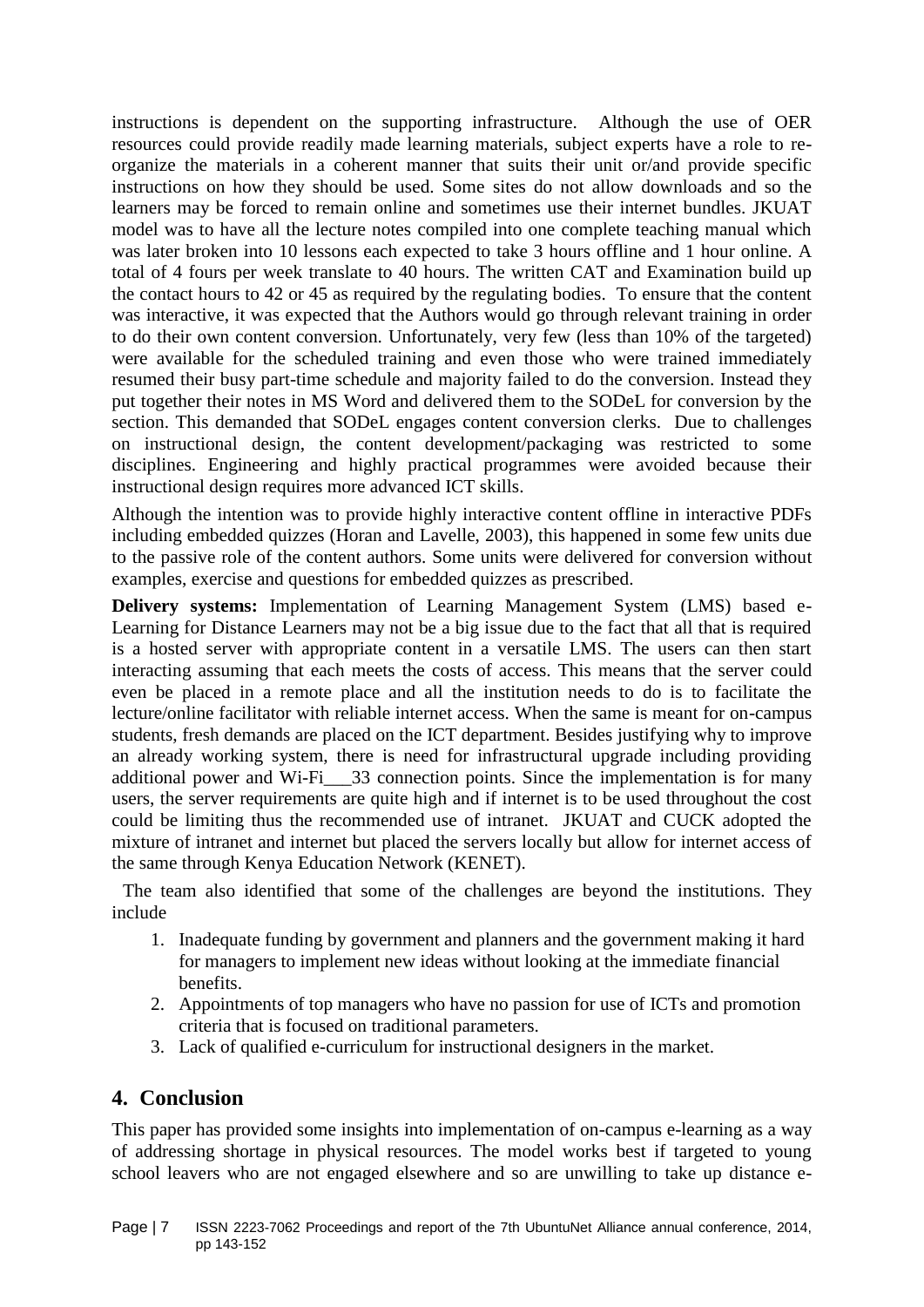instructions is dependent on the supporting infrastructure. Although the use of OER resources could provide readily made learning materials, subject experts have a role to re-organize the materials in a coherent manner that suits their unit or/and provide specific instructions on how they should be used. Some sites do not allow downloads and so the learners may be forced to remain online and sometimes use their internet bundles. JKUAT model was to have all the lecture notes compiled into one complete teaching manual which was later broken into 10 lessons each expected to take 3 hours offline and 1 hour online. A total of 4 fours per week translate to 40 hours. The written CAT and Examination build up the contact hours to 42 or 45 as required by the regulating bodies. To ensure that the content was interactive, it was expected that the Authors would go through relevant training in order to do their own content conversion. Unfortunately, very few (less than 10% of the targeted) were available for the scheduled training and even those who were trained immediately resumed their busy part-time schedule and majority failed to do the conversion. Instead they put together their notes in MS Word and delivered them to the SODeL for conversion by the section. This demanded that SODeL engages content conversion clerks. Due to challenges on instructional design, the content development/packaging was restricted to some disciplines. Engineering and highly practical programmes were avoided because their instructional design requires more advanced ICT skills.

Although the intention was to provide highly interactive content offline in interactive PDFs including embedded quizzes (Horan and Lavelle, 2003), this happened in some few units due to the passive role of the content authors. Some units were delivered for conversion without examples, exercise and questions for embedded quizzes as prescribed.

**Delivery systems:** Implementation of Learning Management System (LMS) based e-Learning for Distance Learners may not be a big issue due to the fact that all that is required is a hosted server with appropriate content in a versatile LMS. The users can then start interacting assuming that each meets the costs of access. This means that the server could even be placed in a remote place and all the institution needs to do is to facilitate the lecture/online facilitator with reliable internet access. When the same is meant for on-campus students, fresh demands are placed on the ICT department. Besides justifying why to improve an already working system, there is need for infrastructural upgrade including providing additional power and Wi-Fi___33 connection points. Since the implementation is for many users, the server requirements are quite high and if internet is to be used throughout the cost could be limiting thus the recommended use of intranet. JKUAT and CUCK adopted the mixture of intranet and internet but placed the servers locally but allow for internet access of the same through Kenya Education Network (KENET).

The team also identified that some of the challenges are beyond the institutions. They include

1. Inadequate funding by government and planners and the government making it hard for managers to implement new ideas without looking at the immediate financial benefits.
2. Appointments of top managers who have no passion for use of ICTs and promotion criteria that is focused on traditional parameters.
3. Lack of qualified e-curriculum for instructional designers in the market.

## 4. Conclusion

This paper has provided some insights into implementation of on-campus e-learning as a way of addressing shortage in physical resources. The model works best if targeted to young school leavers who are not engaged elsewhere and so are unwilling to take up distance e-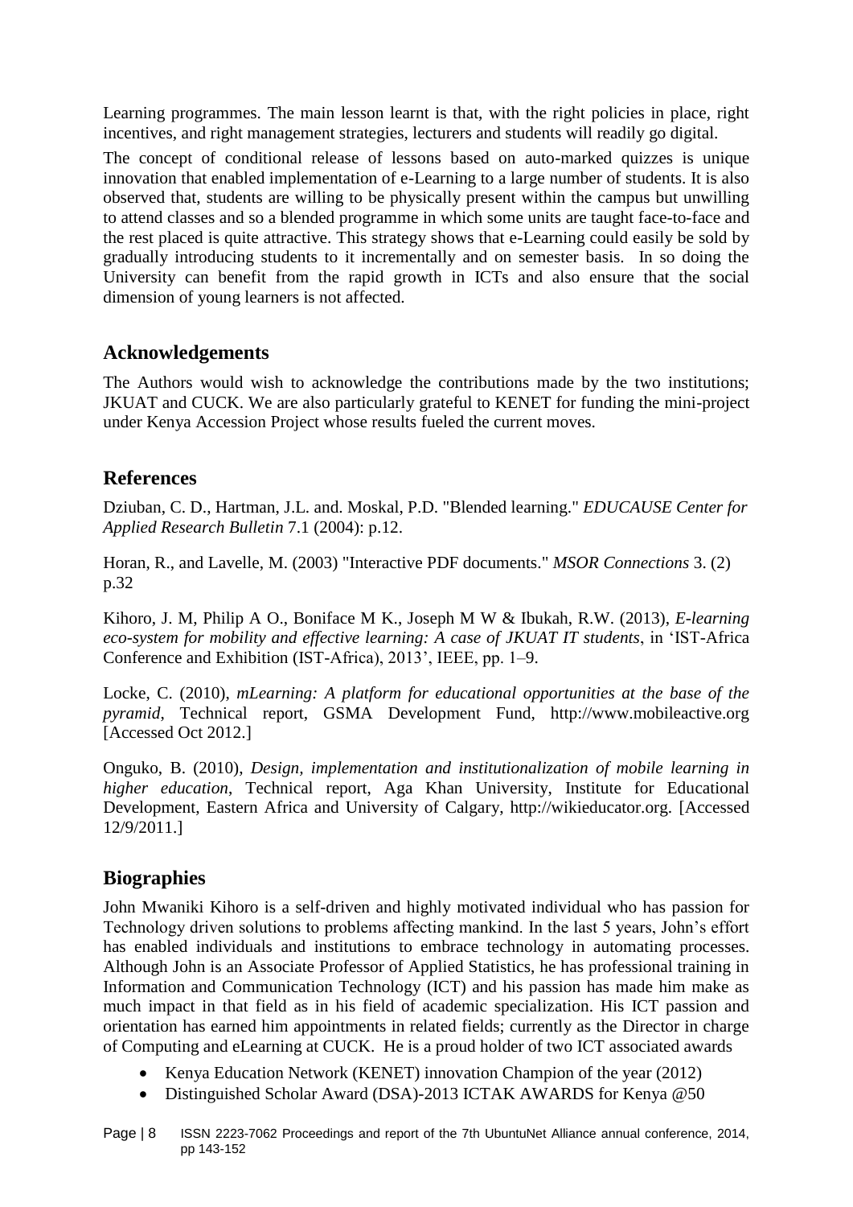Learning programmes. The main lesson learnt is that, with the right policies in place, right incentives, and right management strategies, lecturers and students will readily go digital.

The concept of conditional release of lessons based on auto-marked quizzes is unique innovation that enabled implementation of e-Learning to a large number of students. It is also observed that, students are willing to be physically present within the campus but unwilling to attend classes and so a blended programme in which some units are taught face-to-face and the rest placed is quite attractive. This strategy shows that e-Learning could easily be sold by gradually introducing students to it incrementally and on semester basis. In so doing the University can benefit from the rapid growth in ICTs and also ensure that the social dimension of young learners is not affected.

## Acknowledgements

The Authors would wish to acknowledge the contributions made by the two institutions; JKUAT and CUCK. We are also particularly grateful to KENET for funding the mini-project under Kenya Accession Project whose results fueled the current moves.

## References

Dziuban, C. D., Hartman, J.L. and. Moskal, P.D. "Blended learning." *EDUCAUSE Center for Applied Research Bulletin* 7.1 (2004): p.12.

Horan, R., and Lavelle, M. (2003) "Interactive PDF documents." *MSOR Connections* 3. (2) p.32

Kihoro, J. M, Philip A O., Boniface M K., Joseph M W & Ibukah, R.W. (2013), *E-learning eco-system for mobility and effective learning: A case of JKUAT IT students*, in 'IST-Africa Conference and Exhibition (IST-Africa), 2013', IEEE, pp. 1–9.

Locke, C. (2010), *mLearning: A platform for educational opportunities at the base of the pyramid*, Technical report, GSMA Development Fund, http://www.mobileactive.org [Accessed Oct 2012.]

Onguko, B. (2010), *Design, implementation and institutionalization of mobile learning in higher education*, Technical report, Aga Khan University, Institute for Educational Development, Eastern Africa and University of Calgary, http://wikieducator.org. [Accessed 12/9/2011.]

## Biographies

John Mwaniki Kihoro is a self-driven and highly motivated individual who has passion for Technology driven solutions to problems affecting mankind. In the last 5 years, John's effort has enabled individuals and institutions to embrace technology in automating processes. Although John is an Associate Professor of Applied Statistics, he has professional training in Information and Communication Technology (ICT) and his passion has made him make as much impact in that field as in his field of academic specialization. His ICT passion and orientation has earned him appointments in related fields; currently as the Director in charge of Computing and eLearning at CUCK. He is a proud holder of two ICT associated awards

- Kenya Education Network (KENET) innovation Champion of the year (2012)
- Distinguished Scholar Award (DSA)-2013 ICTAK AWARDS for Kenya @50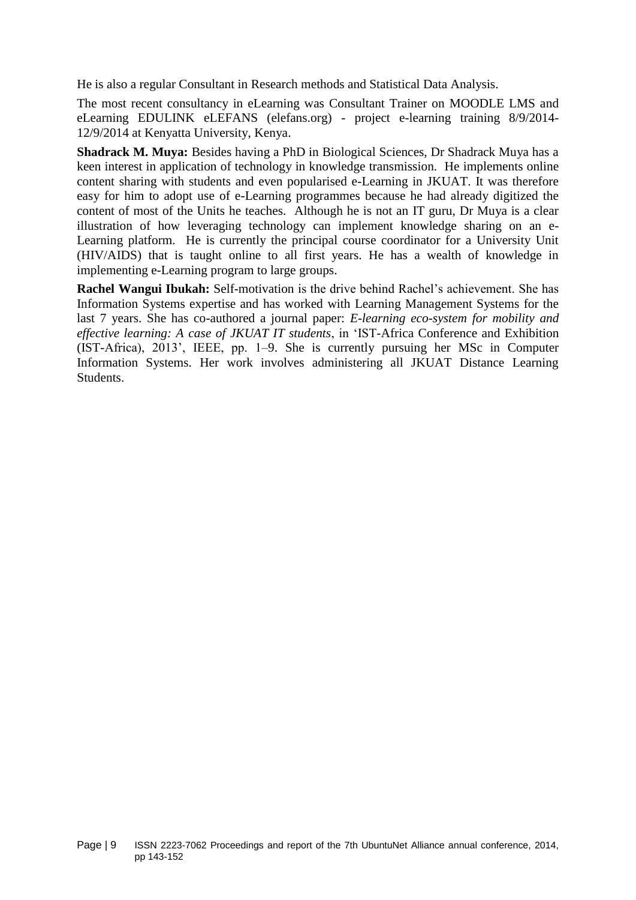He is also a regular Consultant in Research methods and Statistical Data Analysis.

The most recent consultancy in eLearning was Consultant Trainer on MOODLE LMS and eLearning EDULINK eLEFANS (elefans.org) - project e-learning training 8/9/2014-12/9/2014 at Kenyatta University, Kenya.

**Shadrack M. Muya:** Besides having a PhD in Biological Sciences, Dr Shadrack Muya has a keen interest in application of technology in knowledge transmission. He implements online content sharing with students and even popularised e-Learning in JKUAT. It was therefore easy for him to adopt use of e-Learning programmes because he had already digitized the content of most of the Units he teaches. Although he is not an IT guru, Dr Muya is a clear illustration of how leveraging technology can implement knowledge sharing on an e-Learning platform. He is currently the principal course coordinator for a University Unit (HIV/AIDS) that is taught online to all first years. He has a wealth of knowledge in implementing e-Learning program to large groups.

**Rachel Wangui Ibukah:** Self-motivation is the drive behind Rachel's achievement. She has Information Systems expertise and has worked with Learning Management Systems for the last 7 years. She has co-authored a journal paper: *E-learning eco-system for mobility and effective learning: A case of JKUAT IT students*, in 'IST-Africa Conference and Exhibition (IST-Africa), 2013', IEEE, pp. 1–9. She is currently pursuing her MSc in Computer Information Systems. Her work involves administering all JKUAT Distance Learning Students.